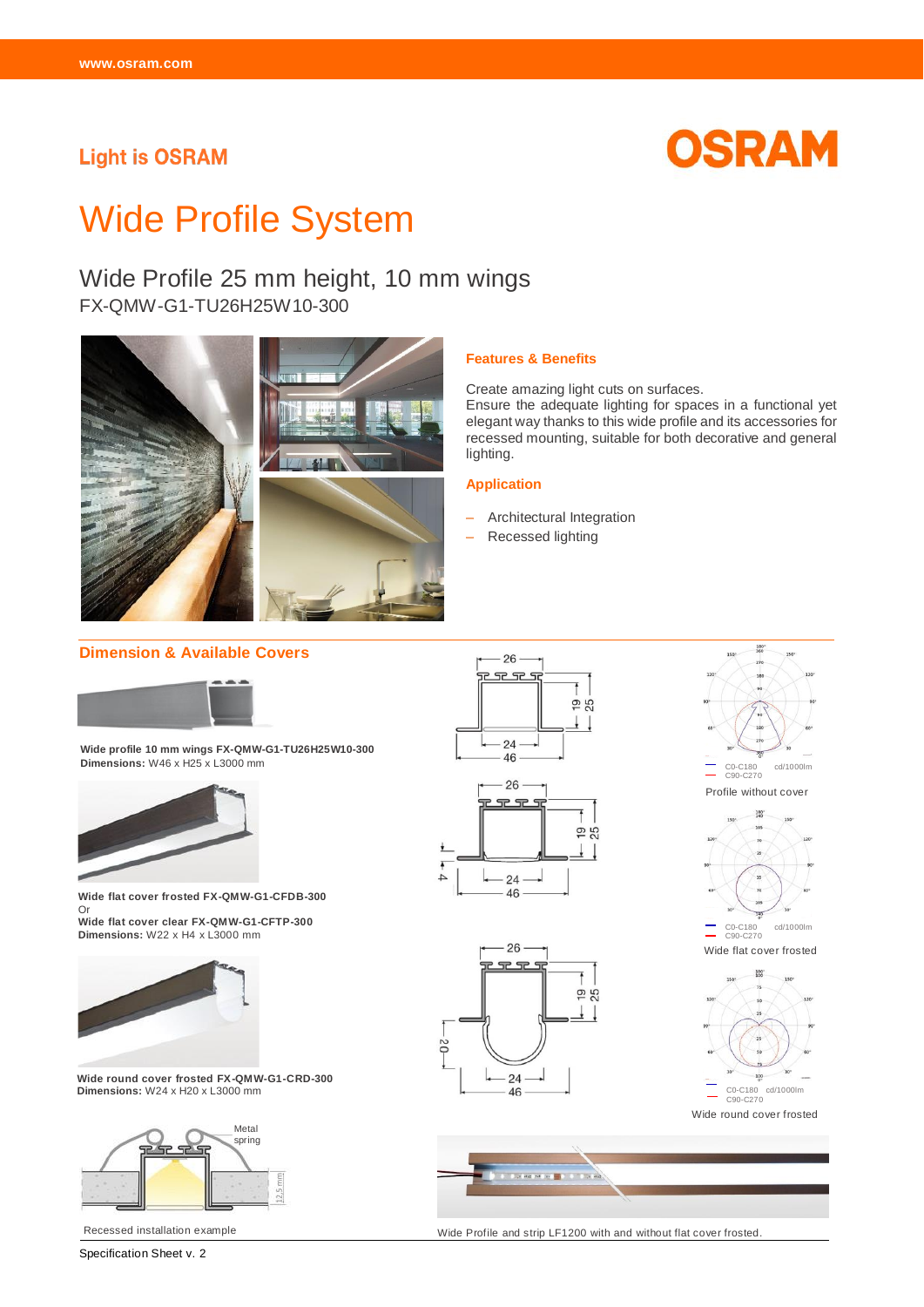Light is OSRAM

OSRAM

# Wide Profile System

## Wide Profile 25 mm height, 10 mm wings

FX-QMW-G1-TU26H25W10-300

### Features & Benefits

Create amazing light cuts on surfaces.
Ensure the adequate lighting for spaces in a functional yet elegant way thanks to this wide profile and its accessories for recessed mounting, suitable for both decorative and general lighting.

### Application

- Architectural Integration
- Recessed lighting

### Dimension & Available Covers

**Wide profile 10 mm wings FX-QMW-G1-TU26H25W10-300**
**Dimensions:** W46 x H25 x L3000 mm

**Wide flat cover frosted FX-QMW-G1-CFDB-300**
Or
**Wide flat cover clear FX-QMW-G1-CFTP-300**
**Dimensions:** W22 x H4 x L3000 mm

**Wide round cover frosted FX-QMW-G1-CRD-300**
**Dimensions:** W24 x H20 x L3000 mm

Metal spring

12,5 mm

Recessed installation example

26, 19, 25, 24, 46

26, 19, 25, 4, 24, 46

26, 19, 25, 20, 24, 46

C0-C180 cd/1000lm
C90-C270

Profile without cover

C0-C180 cd/1000lm
C90-C270

Wide flat cover frosted

C0-C180 cd/1000lm
C90-C270

Wide round cover frosted

Wide Profile and strip LF1200 with and without flat cover frosted.

Specification Sheet v. 2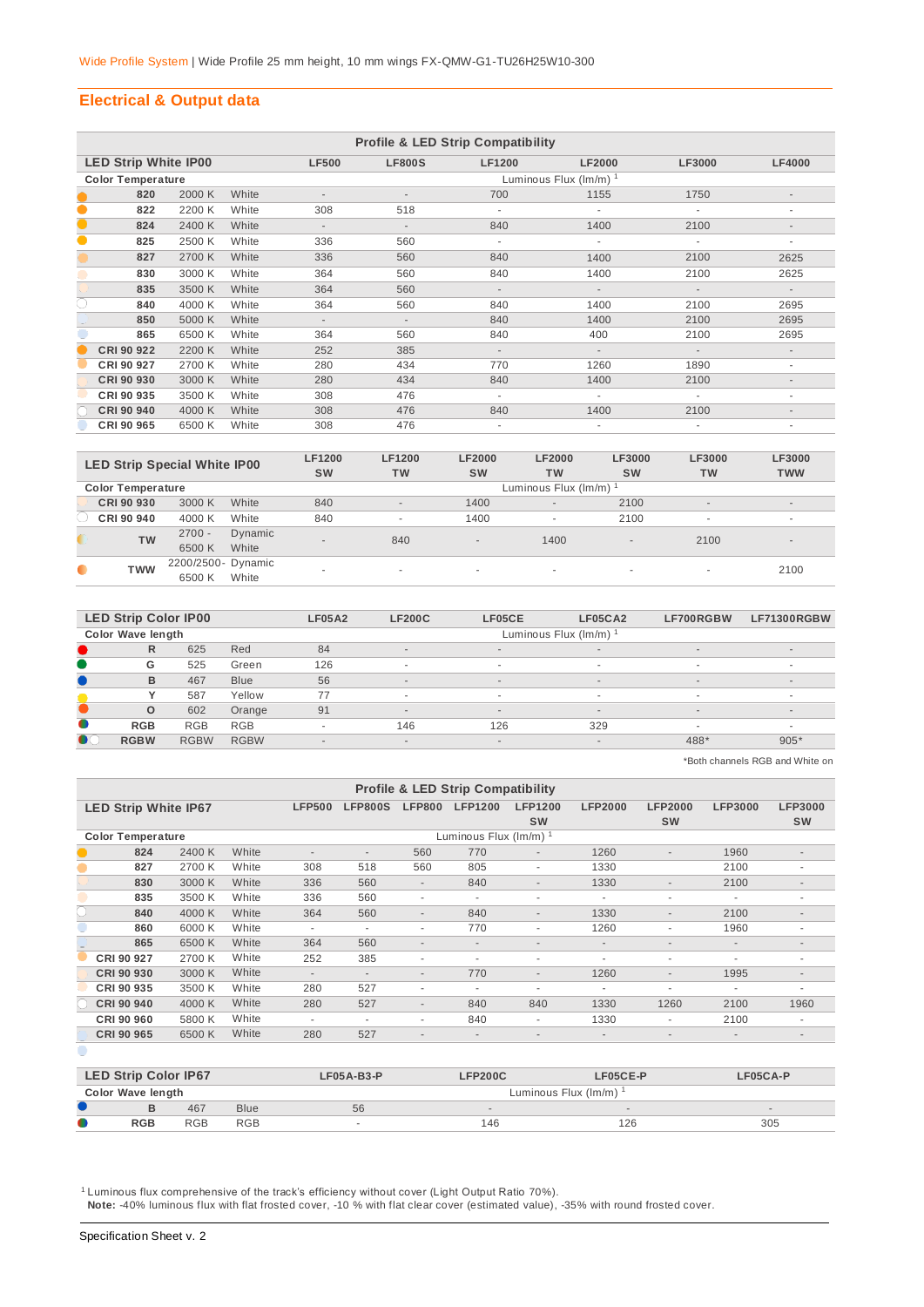Wide Profile System | Wide Profile 25 mm height, 10 mm wings FX-QMW-G1-TU26H25W10-300

## Electrical & Output data

**Profile & LED Strip Compatibility**

| LED Strip White IP00 | | | LF500 | LF800S | LF1200 | LF2000 | LF3000 | LF4000 |
|---|---|---|---|---|---|---|---|---|
| Color Temperature | | | Luminous Flux (lm/m) [1] | | | | | |
| 820 | 2000 K | White | - | - | 700 | 1155 | 1750 | - |
| 822 | 2200 K | White | 308 | 518 | - | - | - | - |
| 824 | 2400 K | White | - | - | 840 | 1400 | 2100 | - |
| 825 | 2500 K | White | 336 | 560 | - | - | - | - |
| 827 | 2700 K | White | 336 | 560 | 840 | 1400 | 2100 | 2625 |
| 830 | 3000 K | White | 364 | 560 | 840 | 1400 | 2100 | 2625 |
| 835 | 3500 K | White | 364 | 560 | - | - | - | - |
| 840 | 4000 K | White | 364 | 560 | 840 | 1400 | 2100 | 2695 |
| 850 | 5000 K | White | - | - | 840 | 1400 | 2100 | 2695 |
| 865 | 6500 K | White | 364 | 560 | 840 | 400 | 2100 | 2695 |
| CRI 90 922 | 2200 K | White | 252 | 385 | - | - | - | - |
| CRI 90 927 | 2700 K | White | 280 | 434 | 770 | 1260 | 1890 | - |
| CRI 90 930 | 3000 K | White | 280 | 434 | 840 | 1400 | 2100 | - |
| CRI 90 935 | 3500 K | White | 308 | 476 | - | - | - | - |
| CRI 90 940 | 4000 K | White | 308 | 476 | 840 | 1400 | 2100 | - |
| CRI 90 965 | 6500 K | White | 308 | 476 | - | - | - | - |

| LED Strip Special White IP00 | | | LF1200 SW | LF1200 TW | LF2000 SW | LF2000 TW | LF3000 SW | LF3000 TW | LF3000 TWW |
|---|---|---|---|---|---|---|---|---|---|
| Color Temperature | | | Luminous Flux (lm/m) [1] | | | | | | |
| CRI 90 930 | 3000 K | White | 840 | - | 1400 | - | 2100 | - | - |
| CRI 90 940 | 4000 K | White | 840 | - | 1400 | - | 2100 | - | - |
| TW | 2700 - 6500 K | Dynamic White | - | 840 | - | 1400 | - | 2100 | - |
| TWW | 2200/2500- 6500 K | Dynamic White | - | - | - | - | - | - | 2100 |

| LED Strip Color IP00 | | | LF05A2 | LF200C | LF05CE | LF05CA2 | LF700RGBW | LF71300RGBW |
|---|---|---|---|---|---|---|---|---|
| Color Wave length | | | Luminous Flux (lm/m) [1] | | | | | |
| R | 625 | Red | 84 | - | - | - | - | - |
| G | 525 | Green | 126 | - | - | - | - | - |
| B | 467 | Blue | 56 | - | - | - | - | - |
| Y | 587 | Yellow | 77 | - | - | - | - | - |
| O | 602 | Orange | 91 | - | - | - | - | - |
| RGB | RGB | RGB | - | 146 | 126 | 329 | - | - |
| RGBW | RGBW | RGBW | - | - | - | - | 488* | 905* |

*Both channels RGB and White on

**Profile & LED Strip Compatibility**

| LED Strip White IP67 | | | LFP500 | LFP800S | LFP800 | LFP1200 | LFP1200 SW | LFP2000 | LFP2000 SW | LFP3000 | LFP3000 SW |
|---|---|---|---|---|---|---|---|---|---|---|---|
| Color Temperature | | | Luminous Flux (lm/m) [1] | | | | | | | | |
| 824 | 2400 K | White | - | - | 560 | 770 | - | 1260 | - | 1960 | - |
| 827 | 2700 K | White | 308 | 518 | 560 | 805 | - | 1330 | | 2100 | - |
| 830 | 3000 K | White | 336 | 560 | - | 840 | - | 1330 | - | 2100 | - |
| 835 | 3500 K | White | 336 | 560 | - | - | - | - | - | - | - |
| 840 | 4000 K | White | 364 | 560 | - | 840 | - | 1330 | - | 2100 | - |
| 860 | 6000 K | White | - | - | - | 770 | - | 1260 | - | 1960 | - |
| 865 | 6500 K | White | 364 | 560 | - | - | - | - | - | - | - |
| CRI 90 927 | 2700 K | White | 252 | 385 | - | - | - | - | - | - | - |
| CRI 90 930 | 3000 K | White | - | - | - | 770 | - | 1260 | - | 1995 | - |
| CRI 90 935 | 3500 K | White | 280 | 527 | - | - | - | - | - | - | - |
| CRI 90 940 | 4000 K | White | 280 | 527 | - | 840 | 840 | 1330 | 1260 | 2100 | 1960 |
| CRI 90 960 | 5800 K | White | - | - | - | 840 | - | 1330 | - | 2100 | - |
| CRI 90 965 | 6500 K | White | 280 | 527 | - | - | - | - | - | - | - |

| LED Strip Color IP67 | | | LF05A-B3-P | LFP200C | LF05CE-P | LF05CA-P |
|---|---|---|---|---|---|---|
| Color Wave length | | | Luminous Flux (lm/m) [1] | | | |
| B | 467 | Blue | 56 | - | - | - |
| RGB | RGB | RGB | - | 146 | 126 | 305 |

[1] Luminous flux comprehensive of the track's efficiency without cover (Light Output Ratio 70%).
**Note:** -40% luminous flux with flat frosted cover, -10 % with flat clear cover (estimated value), -35% with round frosted cover.

Specification Sheet v. 2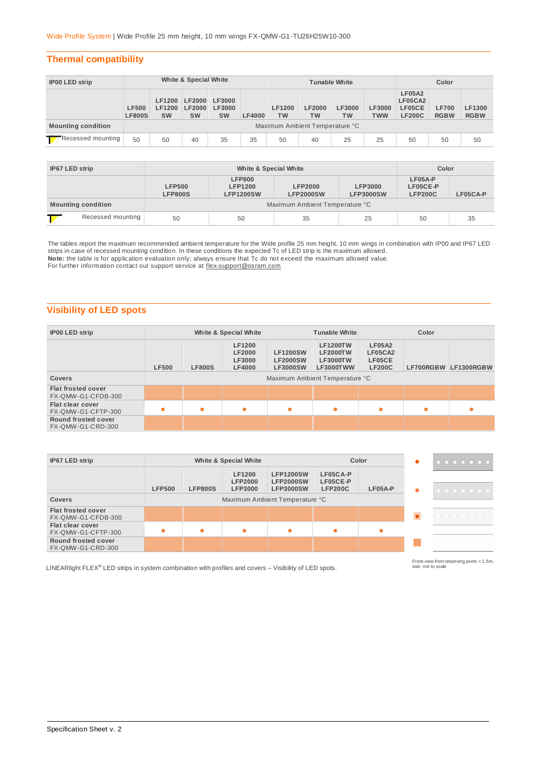Wide Profile System | Wide Profile 25 mm height, 10 mm wings FX-QMW-G1-TU26H25W10-300

## Thermal compatibility

| IP00 LED strip | White & Special White | | | | | Tunable White | | | | Color | | |
|---|---|---|---|---|---|---|---|---|---|---|---|---|
| | LF500 LF800S | LF1200 LF1200 SW | LF2000 LF2000 SW | LF3000 LF3000 SW | LF4000 | LF1200 TW | LF2000 TW | LF3000 TW | LF3000 TWW | LF05A2 LF05CA2 LF05CE LF200C | LF700 RGBW | LF1300 RGBW |
| Mounting condition | Maximum Ambient Temperature °C | | | | | | | | | | | |
| Recessed mounting | 50 | 50 | 40 | 35 | 35 | 50 | 40 | 25 | 25 | 50 | 50 | 50 |

| IP67 LED strip | White & Special White | | | | Color | |
|---|---|---|---|---|---|---|
| | LFP500 LFP800S | LFP800 LFP1200 LFP1200SW | LFP2000 LFP2000SW | LFP3000 LFP3000SW | LF05A-P LF05CE-P LFP200C | LF05CA-P |
| Mounting condition | Maximum Ambient Temperature °C | | | | | |
| Recessed mounting | 50 | 50 | 35 | 25 | 50 | 35 |

The tables report the maximum recommended ambient temperature for the Wide profile 25 mm height, 10 mm wings in combination with IP00 and IP67 LED strips in case of recessed mounting condition. In these conditions the expected Tc of LED strip is the maximum allowed.
**Note:** the table is for application evaluation only; always ensure that Tc do not exceed the maximum allowed value.
For further information contact our support service at flex-support@osram.com

## Visibility of LED spots

| IP00 LED strip | White & Special White | | | | Tunable White | Color | | |
|---|---|---|---|---|---|---|---|---|
| | LF500 | LF800S | LF1200 LF2000 LF3000 LF4000 | LF1200SW LF2000SW LF3000SW | LF1200TW LF2000TW LF3000TW LF3000TWW | LF05A2 LF05CA2 LF05CE LF200C | LF700RGBW | LF1300RGBW |
| Covers | Maximum Ambient Temperature °C | | | | | | | |
| Flat frosted cover FX-QMW-G1-CFDB-300 | ■ | ■ | ■ | ■ | ■ | ■ | ■ | ■ |
| Flat clear cover FX-QMW-G1-CFTP-300 | ● | ● | ● | ● | ● | ● | ● | ● |
| Round frosted cover FX-QMW-G1-CRD-300 | ■ | ■ | ■ | ■ | ■ | ■ | ■ | ■ |

| IP67 LED strip | White & Special White | | | | Color | |
|---|---|---|---|---|---|---|
| | LFP500 | LFP800S | LF1200 LFP2000 LFP3000 | LFP1200SW LFP2000SW LFP3000SW | LF05CA-P LF05CE-P LFP200C | LF05A-P |
| Covers | Maximum Ambient Temperature °C | | | | | |
| Flat frosted cover FX-QMW-G1-CFDB-300 | ■ | ■ | ■ | ■ | ■ | ■ |
| Flat clear cover FX-QMW-G1-CFTP-300 | ● | ● | ● | ● | ● | ● |
| Round frosted cover FX-QMW-G1-CRD-300 | ■ | ■ | ■ | ■ | ■ | ■ |

LINEARlight FLEX® LED strips in system combination with profiles and covers – Visibility of LED spots.

Front view from observing point: < 1.5m, size: not to scale

Specification Sheet v. 2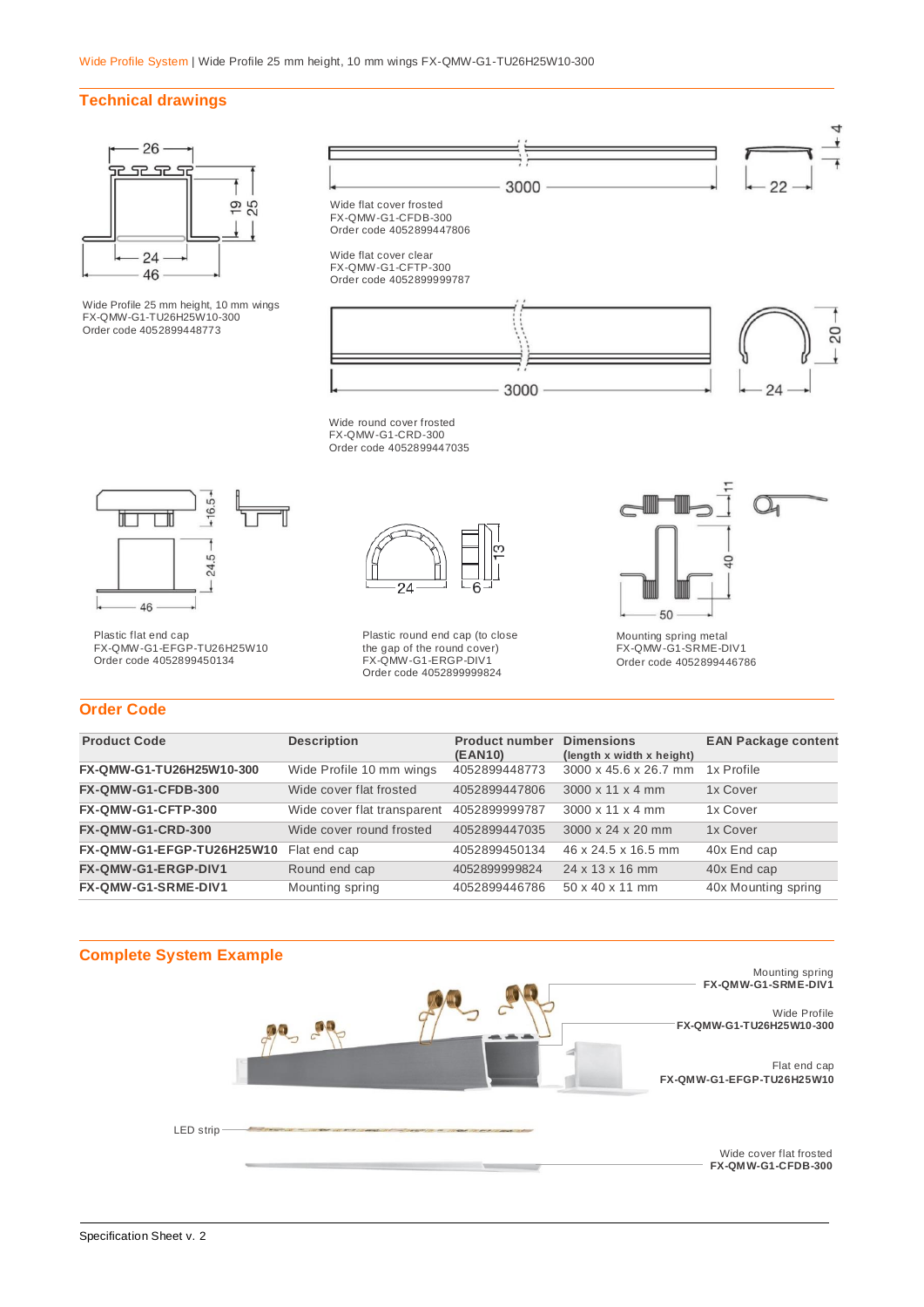Wide Profile System | Wide Profile 25 mm height, 10 mm wings FX-QMW-G1-TU26H25W10-300

## Technical drawings

Wide Profile 25 mm height, 10 mm wings
FX-QMW-G1-TU26H25W10-300
Order code 4052899448773

Wide flat cover frosted
FX-QMW-G1-CFDB-300
Order code 4052899447806

Wide flat cover clear
FX-QMW-G1-CFTP-300
Order code 4052899999787

Wide round cover frosted
FX-QMW-G1-CRD-300
Order code 4052899447035

Plastic flat end cap
FX-QMW-G1-EFGP-TU26H25W10
Order code 4052899450134

Plastic round end cap (to close the gap of the round cover)
FX-QMW-G1-ERGP-DIV1
Order code 4052899999824

Mounting spring metal
FX-QMW-G1-SRME-DIV1
Order code 4052899446786

## Order Code

| Product Code | Description | Product number (EAN10) | Dimensions (length x width x height) | EAN Package content |
|---|---|---|---|---|
| **FX-QMW-G1-TU26H25W10-300** | Wide Profile 10 mm wings | 4052899448773 | 3000 x 45.6 x 26.7 mm | 1x Profile |
| **FX-QMW-G1-CFDB-300** | Wide cover flat frosted | 4052899447806 | 3000 x 11 x 4 mm | 1x Cover |
| **FX-QMW-G1-CFTP-300** | Wide cover flat transparent | 4052899999787 | 3000 x 11 x 4 mm | 1x Cover |
| **FX-QMW-G1-CRD-300** | Wide cover round frosted | 4052899447035 | 3000 x 24 x 20 mm | 1x Cover |
| **FX-QMW-G1-EFGP-TU26H25W10** | Flat end cap | 4052899450134 | 46 x 24.5 x 16.5 mm | 40x End cap |
| **FX-QMW-G1-ERGP-DIV1** | Round end cap | 4052899999824 | 24 x 13 x 16 mm | 40x End cap |
| **FX-QMW-G1-SRME-DIV1** | Mounting spring | 4052899446786 | 50 x 40 x 11 mm | 40x Mounting spring |

## Complete System Example

Mounting spring
**FX-QMW-G1-SRME-DIV1**

Wide Profile
**FX-QMW-G1-TU26H25W10-300**

Flat end cap
**FX-QMW-G1-EFGP-TU26H25W10**

LED strip

Wide cover flat frosted
**FX-QMW-G1-CFDB-300**

Specification Sheet v. 2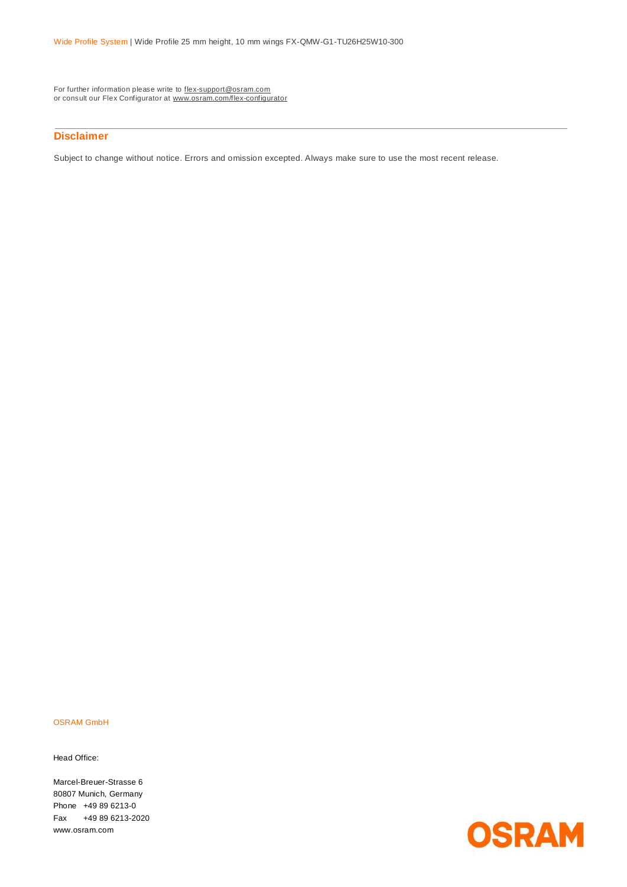For further information please write to flex-support@osram.com
or consult our Flex Configurator at www.osram.com/flex-configurator

## Disclaimer

Subject to change without notice. Errors and omission excepted. Always make sure to use the most recent release.

OSRAM GmbH

Head Office:

Marcel-Breuer-Strasse 6
80807 Munich, Germany
Phone +49 89 6213-0
Fax +49 89 6213-2020
www.osram.com

OSRAM